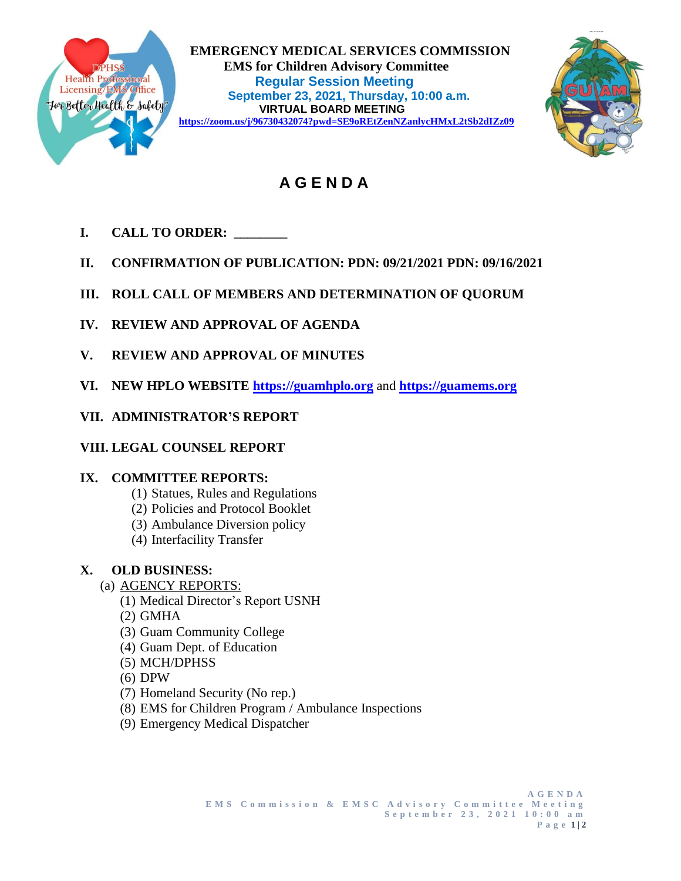**EMERGENCY MEDICAL SERVICES COMMISSION**
**EMS for Children Advisory Committee**
**Regular Session Meeting**
**September 23, 2021, Thursday, 10:00 a.m.**
**VIRTUAL BOARD MEETING**
**https://zoom.us/j/96730432074?pwd=SE9oREtZenNZanlycHMxL2tSb2dIZz09**

# AGENDA

**I. CALL TO ORDER: ________**

**II. CONFIRMATION OF PUBLICATION: PDN: 09/21/2021 PDN: 09/16/2021**

**III. ROLL CALL OF MEMBERS AND DETERMINATION OF QUORUM**

**IV. REVIEW AND APPROVAL OF AGENDA**

**V. REVIEW AND APPROVAL OF MINUTES**

**VI. NEW HPLO WEBSITE https://guamhplo.org and https://guamems.org**

**VII. ADMINISTRATOR'S REPORT**

**VIII. LEGAL COUNSEL REPORT**

**IX. COMMITTEE REPORTS:**

(1) Statues, Rules and Regulations
(2) Policies and Protocol Booklet
(3) Ambulance Diversion policy
(4) Interfacility Transfer

**X. OLD BUSINESS:**

(a) AGENCY REPORTS:

(1) Medical Director's Report USNH
(2) GMHA
(3) Guam Community College
(4) Guam Dept. of Education
(5) MCH/DPHSS
(6) DPW
(7) Homeland Security (No rep.)
(8) EMS for Children Program / Ambulance Inspections
(9) Emergency Medical Dispatcher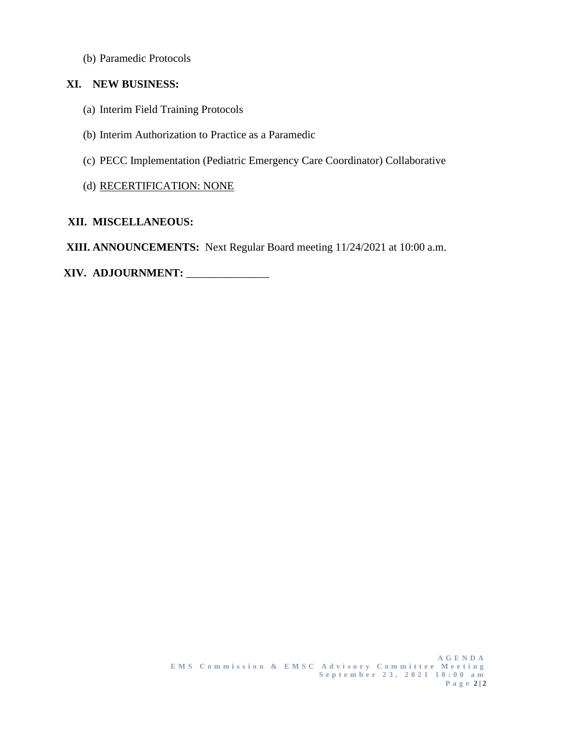(b) Paramedic Protocols

**XI. NEW BUSINESS:**

(a) Interim Field Training Protocols

(b) Interim Authorization to Practice as a Paramedic

(c) PECC Implementation (Pediatric Emergency Care Coordinator) Collaborative

(d) <u>RECERTIFICATION: NONE</u>

**XII. MISCELLANEOUS:**

**XIII. ANNOUNCEMENTS:** Next Regular Board meeting 11/24/2021 at 10:00 a.m.

**XIV. ADJOURNMENT:** _______________